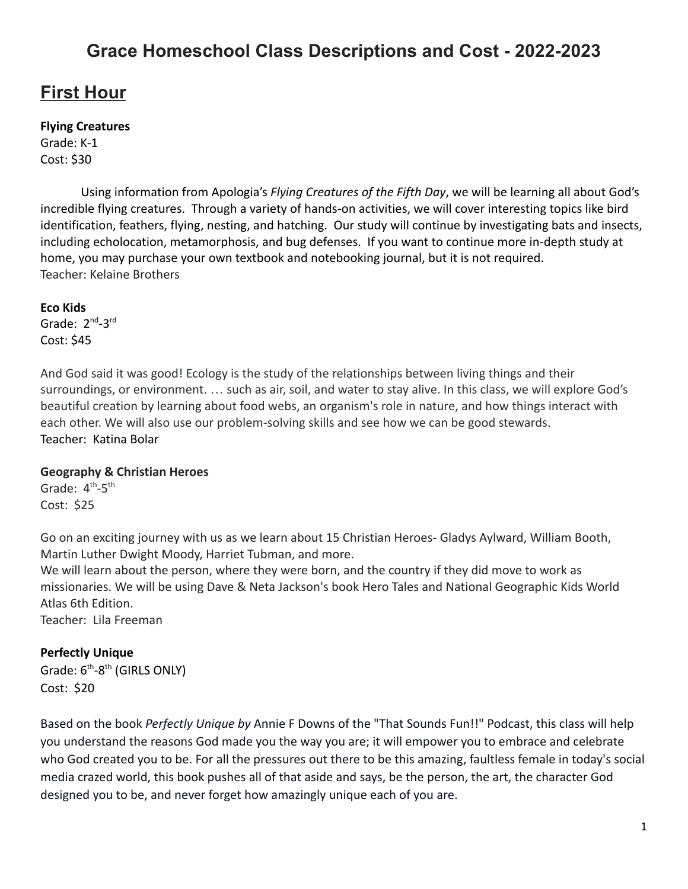# Grace Homeschool Class Descriptions and Cost - 2022-2023

## First Hour

**Flying Creatures**
Grade: K-1
Cost: $30

Using information from Apologia's *Flying Creatures of the Fifth Day*, we will be learning all about God's incredible flying creatures. Through a variety of hands-on activities, we will cover interesting topics like bird identification, feathers, flying, nesting, and hatching. Our study will continue by investigating bats and insects, including echolocation, metamorphosis, and bug defenses. If you want to continue more in-depth study at home, you may purchase your own textbook and notebooking journal, but it is not required.
Teacher: Kelaine Brothers

**Eco Kids**
Grade: 2nd-3rd
Cost: $45

And God said it was good! Ecology is the study of the relationships between living things and their surroundings, or environment. … such as air, soil, and water to stay alive. In this class, we will explore God's beautiful creation by learning about food webs, an organism's role in nature, and how things interact with each other. We will also use our problem-solving skills and see how we can be good stewards.
Teacher: Katina Bolar

**Geography & Christian Heroes**
Grade: 4th-5th
Cost: $25

Go on an exciting journey with us as we learn about 15 Christian Heroes- Gladys Aylward, William Booth, Martin Luther Dwight Moody, Harriet Tubman, and more.
We will learn about the person, where they were born, and the country if they did move to work as missionaries. We will be using Dave & Neta Jackson's book Hero Tales and National Geographic Kids World Atlas 6th Edition.
Teacher: Lila Freeman

**Perfectly Unique**
Grade: 6th-8th (GIRLS ONLY)
Cost: $20

Based on the book *Perfectly Unique by* Annie F Downs of the "That Sounds Fun!!" Podcast, this class will help you understand the reasons God made you the way you are; it will empower you to embrace and celebrate who God created you to be. For all the pressures out there to be this amazing, faultless female in today's social media crazed world, this book pushes all of that aside and says, be the person, the art, the character God designed you to be, and never forget how amazingly unique each of you are.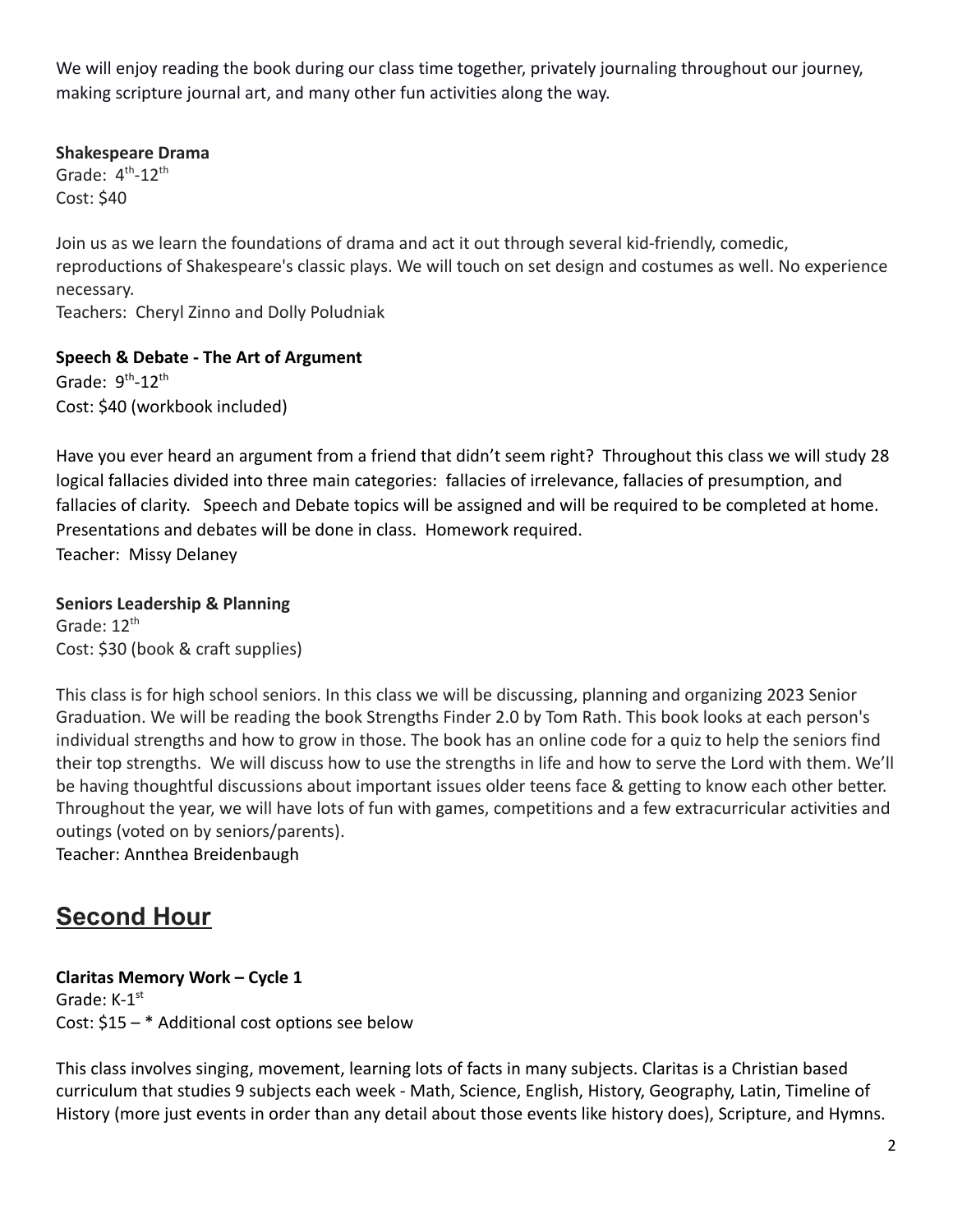We will enjoy reading the book during our class time together, privately journaling throughout our journey, making scripture journal art, and many other fun activities along the way.

**Shakespeare Drama**
Grade: 4th-12th
Cost: $40

Join us as we learn the foundations of drama and act it out through several kid-friendly, comedic, reproductions of Shakespeare's classic plays. We will touch on set design and costumes as well. No experience necessary.
Teachers: Cheryl Zinno and Dolly Poludniak

**Speech & Debate - The Art of Argument**
Grade: 9th-12th
Cost: $40 (workbook included)

Have you ever heard an argument from a friend that didn't seem right? Throughout this class we will study 28 logical fallacies divided into three main categories: fallacies of irrelevance, fallacies of presumption, and fallacies of clarity. Speech and Debate topics will be assigned and will be required to be completed at home. Presentations and debates will be done in class. Homework required.
Teacher: Missy Delaney

**Seniors Leadership & Planning**
Grade: 12th
Cost: $30 (book & craft supplies)

This class is for high school seniors. In this class we will be discussing, planning and organizing 2023 Senior Graduation. We will be reading the book Strengths Finder 2.0 by Tom Rath. This book looks at each person's individual strengths and how to grow in those. The book has an online code for a quiz to help the seniors find their top strengths. We will discuss how to use the strengths in life and how to serve the Lord with them. We'll be having thoughtful discussions about important issues older teens face & getting to know each other better. Throughout the year, we will have lots of fun with games, competitions and a few extracurricular activities and outings (voted on by seniors/parents).
Teacher: Annthea Breidenbaugh

## Second Hour

**Claritas Memory Work – Cycle 1**
Grade: K-1st
Cost: $15 – * Additional cost options see below

This class involves singing, movement, learning lots of facts in many subjects. Claritas is a Christian based curriculum that studies 9 subjects each week - Math, Science, English, History, Geography, Latin, Timeline of History (more just events in order than any detail about those events like history does), Scripture, and Hymns.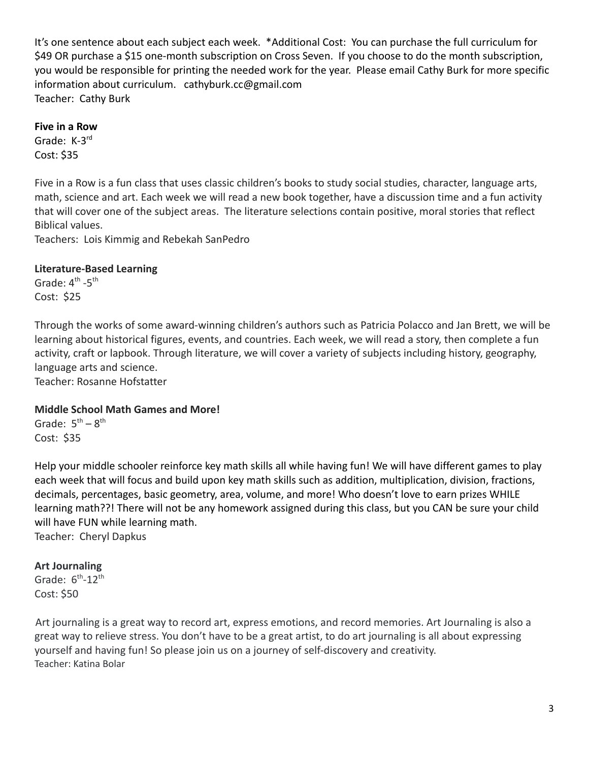It's one sentence about each subject each week. *Additional Cost: You can purchase the full curriculum for $49 OR purchase a $15 one-month subscription on Cross Seven. If you choose to do the month subscription, you would be responsible for printing the needed work for the year. Please email Cathy Burk for more specific information about curriculum. cathyburk.cc@gmail.com
Teacher: Cathy Burk

**Five in a Row**
Grade: K-3rd
Cost: $35

Five in a Row is a fun class that uses classic children's books to study social studies, character, language arts, math, science and art. Each week we will read a new book together, have a discussion time and a fun activity that will cover one of the subject areas. The literature selections contain positive, moral stories that reflect Biblical values.
Teachers: Lois Kimmig and Rebekah SanPedro

**Literature-Based Learning**
Grade: 4th -5th
Cost: $25

Through the works of some award-winning children's authors such as Patricia Polacco and Jan Brett, we will be learning about historical figures, events, and countries. Each week, we will read a story, then complete a fun activity, craft or lapbook. Through literature, we will cover a variety of subjects including history, geography, language arts and science.
Teacher: Rosanne Hofstatter

**Middle School Math Games and More!**
Grade: 5th – 8th
Cost: $35

Help your middle schooler reinforce key math skills all while having fun! We will have different games to play each week that will focus and build upon key math skills such as addition, multiplication, division, fractions, decimals, percentages, basic geometry, area, volume, and more! Who doesn't love to earn prizes WHILE learning math??! There will not be any homework assigned during this class, but you CAN be sure your child will have FUN while learning math.
Teacher: Cheryl Dapkus

**Art Journaling**
Grade: 6th-12th
Cost: $50

Art journaling is a great way to record art, express emotions, and record memories. Art Journaling is also a great way to relieve stress. You don't have to be a great artist, to do art journaling is all about expressing yourself and having fun! So please join us on a journey of self-discovery and creativity.
Teacher: Katina Bolar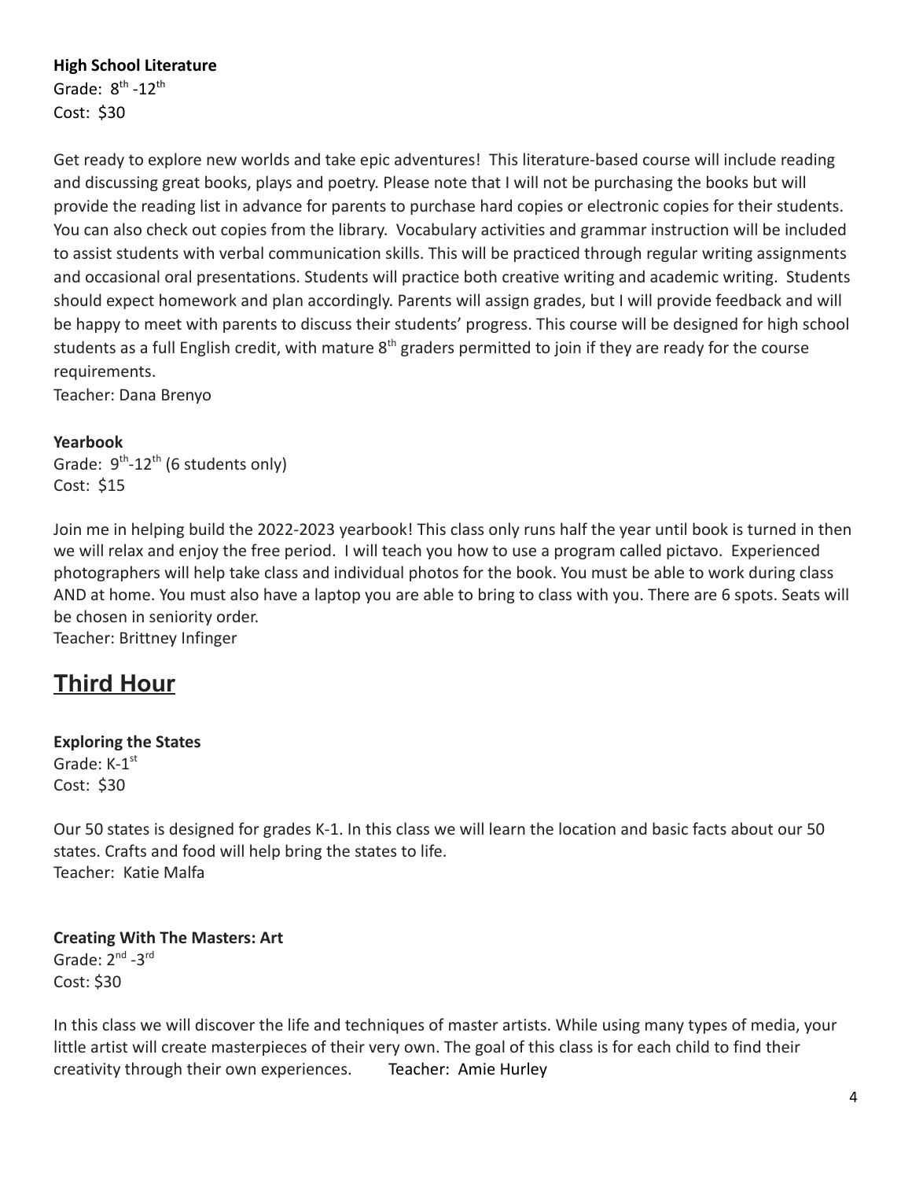**High School Literature**
Grade: 8th -12th
Cost: $30

Get ready to explore new worlds and take epic adventures! This literature-based course will include reading and discussing great books, plays and poetry. Please note that I will not be purchasing the books but will provide the reading list in advance for parents to purchase hard copies or electronic copies for their students. You can also check out copies from the library. Vocabulary activities and grammar instruction will be included to assist students with verbal communication skills. This will be practiced through regular writing assignments and occasional oral presentations. Students will practice both creative writing and academic writing. Students should expect homework and plan accordingly. Parents will assign grades, but I will provide feedback and will be happy to meet with parents to discuss their students' progress. This course will be designed for high school students as a full English credit, with mature 8th graders permitted to join if they are ready for the course requirements.
Teacher: Dana Brenyo

**Yearbook**
Grade: 9th-12th (6 students only)
Cost: $15

Join me in helping build the 2022-2023 yearbook! This class only runs half the year until book is turned in then we will relax and enjoy the free period. I will teach you how to use a program called pictavo. Experienced photographers will help take class and individual photos for the book. You must be able to work during class AND at home. You must also have a laptop you are able to bring to class with you. There are 6 spots. Seats will be chosen in seniority order.
Teacher: Brittney Infinger

## Third Hour

**Exploring the States**
Grade: K-1st
Cost: $30

Our 50 states is designed for grades K-1. In this class we will learn the location and basic facts about our 50 states. Crafts and food will help bring the states to life.
Teacher: Katie Malfa

**Creating With The Masters: Art**
Grade: 2nd -3rd
Cost: $30

In this class we will discover the life and techniques of master artists. While using many types of media, your little artist will create masterpieces of their very own. The goal of this class is for each child to find their creativity through their own experiences. Teacher: Amie Hurley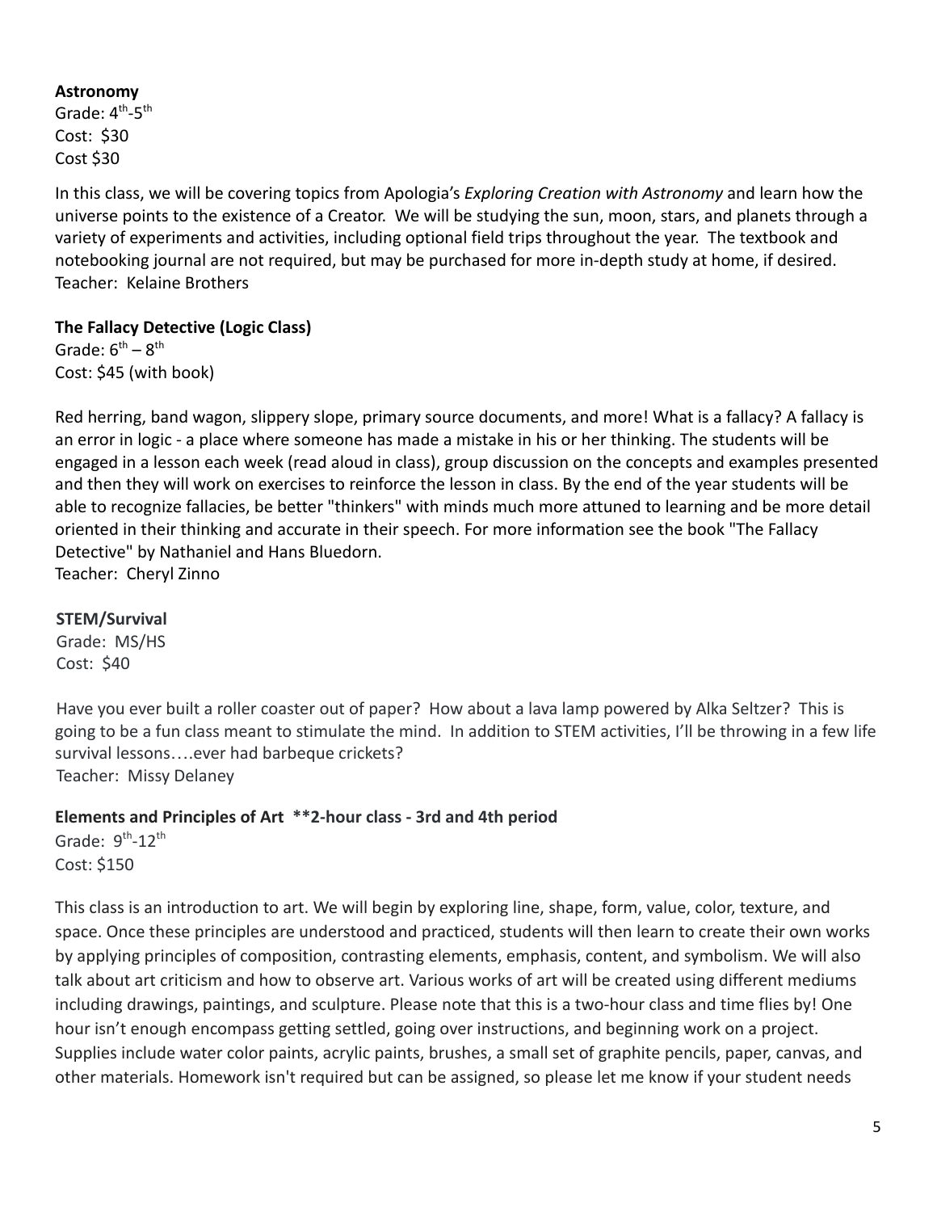**Astronomy**
Grade: 4th-5th
Cost: $30
Cost $30

In this class, we will be covering topics from Apologia's *Exploring Creation with Astronomy* and learn how the universe points to the existence of a Creator. We will be studying the sun, moon, stars, and planets through a variety of experiments and activities, including optional field trips throughout the year. The textbook and notebooking journal are not required, but may be purchased for more in-depth study at home, if desired.
Teacher: Kelaine Brothers

**The Fallacy Detective (Logic Class)**
Grade: 6th – 8th
Cost: $45 (with book)

Red herring, band wagon, slippery slope, primary source documents, and more! What is a fallacy? A fallacy is an error in logic - a place where someone has made a mistake in his or her thinking. The students will be engaged in a lesson each week (read aloud in class), group discussion on the concepts and examples presented and then they will work on exercises to reinforce the lesson in class. By the end of the year students will be able to recognize fallacies, be better "thinkers" with minds much more attuned to learning and be more detail oriented in their thinking and accurate in their speech. For more information see the book "The Fallacy Detective" by Nathaniel and Hans Bluedorn.
Teacher: Cheryl Zinno

**STEM/Survival**
Grade: MS/HS
Cost: $40

Have you ever built a roller coaster out of paper? How about a lava lamp powered by Alka Seltzer? This is going to be a fun class meant to stimulate the mind. In addition to STEM activities, I'll be throwing in a few life survival lessons….ever had barbeque crickets?
Teacher: Missy Delaney

**Elements and Principles of Art \*\*2-hour class - 3rd and 4th period**
Grade: 9th-12th
Cost: $150

This class is an introduction to art. We will begin by exploring line, shape, form, value, color, texture, and space. Once these principles are understood and practiced, students will then learn to create their own works by applying principles of composition, contrasting elements, emphasis, content, and symbolism. We will also talk about art criticism and how to observe art. Various works of art will be created using different mediums including drawings, paintings, and sculpture. Please note that this is a two-hour class and time flies by! One hour isn't enough encompass getting settled, going over instructions, and beginning work on a project. Supplies include water color paints, acrylic paints, brushes, a small set of graphite pencils, paper, canvas, and other materials. Homework isn't required but can be assigned, so please let me know if your student needs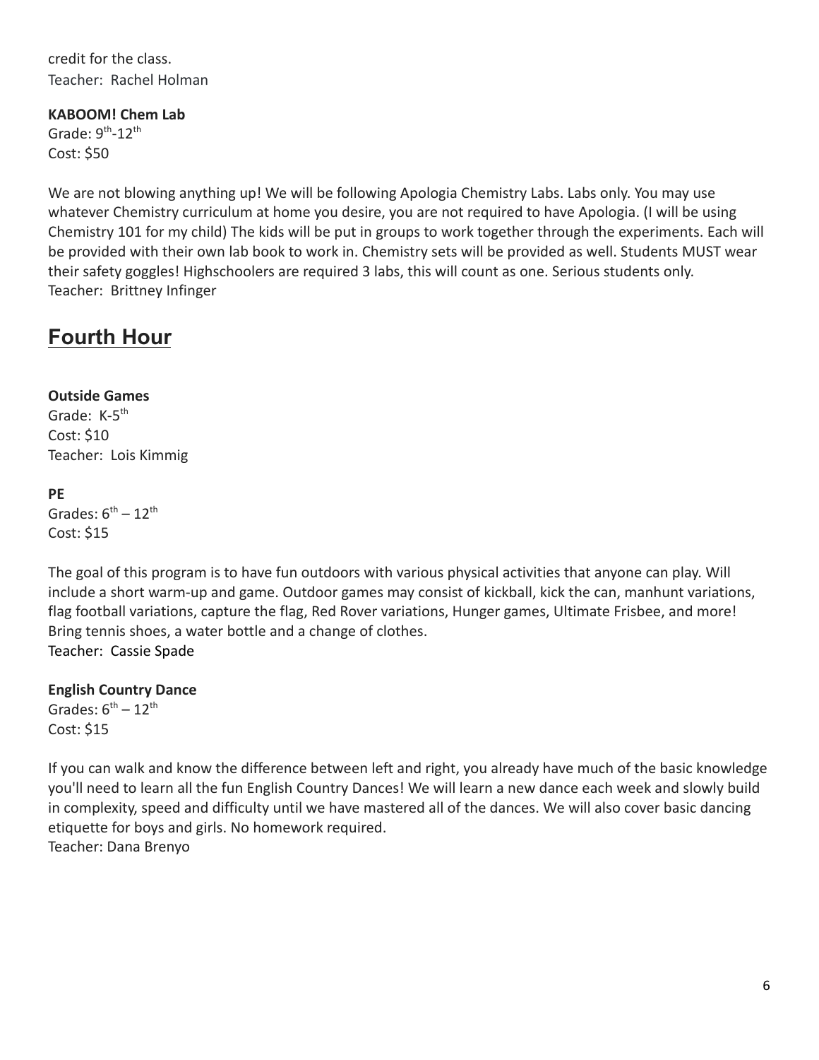credit for the class.
Teacher: Rachel Holman

**KABOOM! Chem Lab**
Grade: 9th-12th
Cost: $50

We are not blowing anything up! We will be following Apologia Chemistry Labs. Labs only. You may use whatever Chemistry curriculum at home you desire, you are not required to have Apologia. (I will be using Chemistry 101 for my child) The kids will be put in groups to work together through the experiments. Each will be provided with their own lab book to work in. Chemistry sets will be provided as well. Students MUST wear their safety goggles! Highschoolers are required 3 labs, this will count as one. Serious students only.
Teacher: Brittney Infinger

## Fourth Hour

**Outside Games**
Grade: K-5th
Cost: $10
Teacher: Lois Kimmig

**PE**
Grades: 6th – 12th
Cost: $15

The goal of this program is to have fun outdoors with various physical activities that anyone can play. Will include a short warm-up and game. Outdoor games may consist of kickball, kick the can, manhunt variations, flag football variations, capture the flag, Red Rover variations, Hunger games, Ultimate Frisbee, and more! Bring tennis shoes, a water bottle and a change of clothes.
Teacher: Cassie Spade

**English Country Dance**
Grades: 6th – 12th
Cost: $15

If you can walk and know the difference between left and right, you already have much of the basic knowledge you'll need to learn all the fun English Country Dances! We will learn a new dance each week and slowly build in complexity, speed and difficulty until we have mastered all of the dances. We will also cover basic dancing etiquette for boys and girls. No homework required.
Teacher: Dana Brenyo